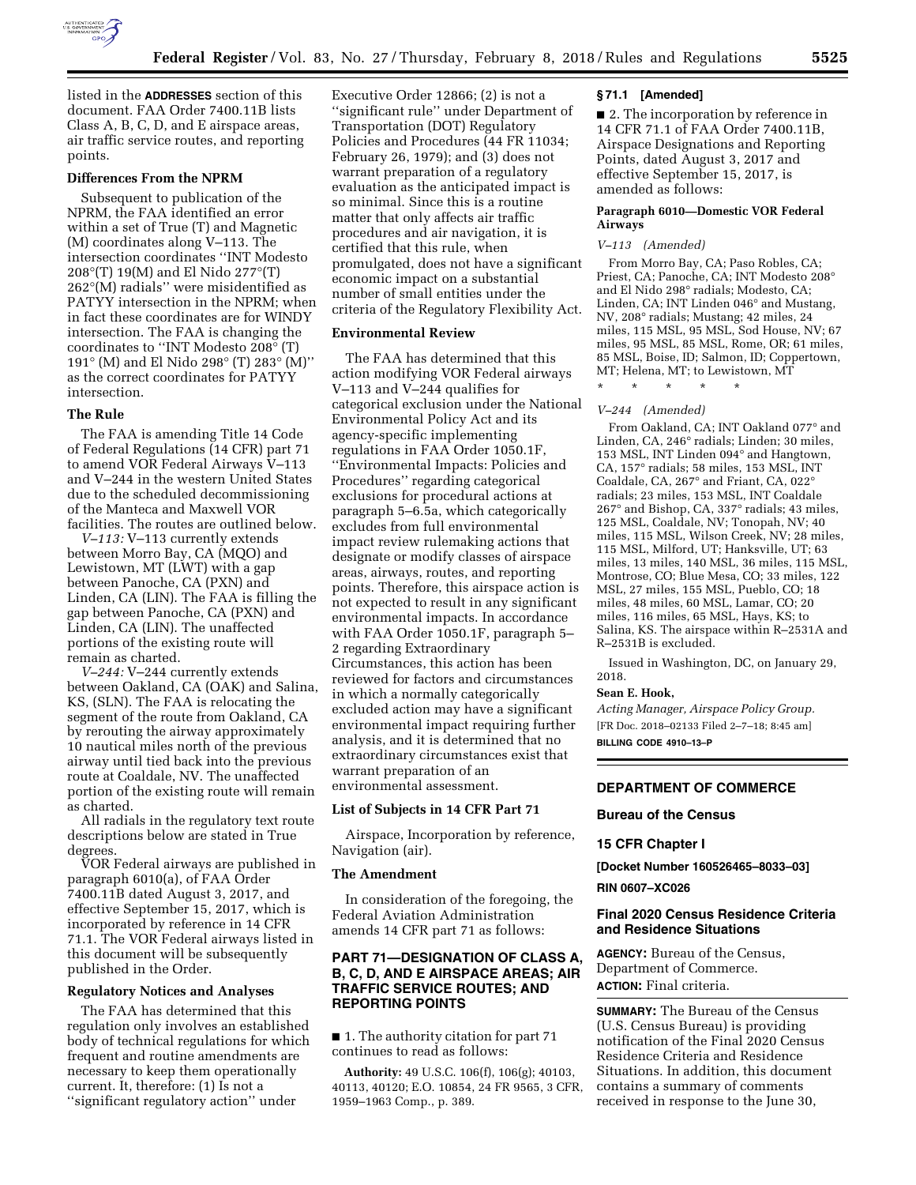listed in the **ADDRESSES** section of this document. FAA Order 7400.11B lists Class A, B, C, D, and E airspace areas, air traffic service routes, and reporting points.

### Differences From the NPRM

Subsequent to publication of the NPRM, the FAA identified an error within a set of True (T) and Magnetic (M) coordinates along V–113. The intersection coordinates ''INT Modesto 208°(T) 19(M) and El Nido 277°(T) 262°(M) radials'' were misidentified as PATYY intersection in the NPRM; when in fact these coordinates are for WINDY intersection. The FAA is changing the coordinates to ''INT Modesto 208° (T) 191° (M) and El Nido 298° (T) 283° (M)'' as the correct coordinates for PATYY intersection.

### The Rule

The FAA is amending Title 14 Code of Federal Regulations (14 CFR) part 71 to amend VOR Federal Airways V–113 and V–244 in the western United States due to the scheduled decommissioning of the Manteca and Maxwell VOR facilities. The routes are outlined below.

*V–113:* V–113 currently extends between Morro Bay, CA (MQO) and Lewistown, MT (LWT) with a gap between Panoche, CA (PXN) and Linden, CA (LIN). The FAA is filling the gap between Panoche, CA (PXN) and Linden, CA (LIN). The unaffected portions of the existing route will remain as charted.

*V–244:* V–244 currently extends between Oakland, CA (OAK) and Salina, KS, (SLN). The FAA is relocating the segment of the route from Oakland, CA by rerouting the airway approximately 10 nautical miles north of the previous airway until tied back into the previous route at Coaldale, NV. The unaffected portion of the existing route will remain as charted.

All radials in the regulatory text route descriptions below are stated in True degrees.

VOR Federal airways are published in paragraph 6010(a), of FAA Order 7400.11B dated August 3, 2017, and effective September 15, 2017, which is incorporated by reference in 14 CFR 71.1. The VOR Federal airways listed in this document will be subsequently published in the Order.

### Regulatory Notices and Analyses

The FAA has determined that this regulation only involves an established body of technical regulations for which frequent and routine amendments are necessary to keep them operationally current. It, therefore: (1) Is not a ''significant regulatory action'' under Executive Order 12866; (2) is not a ''significant rule'' under Department of Transportation (DOT) Regulatory Policies and Procedures (44 FR 11034; February 26, 1979); and (3) does not warrant preparation of a regulatory evaluation as the anticipated impact is so minimal. Since this is a routine matter that only affects air traffic procedures and air navigation, it is certified that this rule, when promulgated, does not have a significant economic impact on a substantial number of small entities under the criteria of the Regulatory Flexibility Act.

### Environmental Review

The FAA has determined that this action modifying VOR Federal airways V–113 and V–244 qualifies for categorical exclusion under the National Environmental Policy Act and its agency-specific implementing regulations in FAA Order 1050.1F, ''Environmental Impacts: Policies and Procedures'' regarding categorical exclusions for procedural actions at paragraph 5–6.5a, which categorically excludes from full environmental impact review rulemaking actions that designate or modify classes of airspace areas, airways, routes, and reporting points. Therefore, this airspace action is not expected to result in any significant environmental impacts. In accordance with FAA Order 1050.1F, paragraph 5–2 regarding Extraordinary Circumstances, this action has been reviewed for factors and circumstances in which a normally categorically excluded action may have a significant environmental impact requiring further analysis, and it is determined that no extraordinary circumstances exist that warrant preparation of an environmental assessment.

### List of Subjects in 14 CFR Part 71

Airspace, Incorporation by reference, Navigation (air).

### The Amendment

In consideration of the foregoing, the Federal Aviation Administration amends 14 CFR part 71 as follows:

## PART 71—DESIGNATION OF CLASS A, B, C, D, AND E AIRSPACE AREAS; AIR TRAFFIC SERVICE ROUTES; AND REPORTING POINTS

■ 1. The authority citation for part 71 continues to read as follows:

**Authority:** 49 U.S.C. 106(f), 106(g); 40103, 40113, 40120; E.O. 10854, 24 FR 9565, 3 CFR, 1959–1963 Comp., p. 389.

### § 71.1 [Amended]

■ 2. The incorporation by reference in 14 CFR 71.1 of FAA Order 7400.11B, Airspace Designations and Reporting Points, dated August 3, 2017 and effective September 15, 2017, is amended as follows:

**Paragraph 6010—Domestic VOR Federal Airways**

*V–113 (Amended)*

From Morro Bay, CA; Paso Robles, CA; Priest, CA; Panoche, CA; INT Modesto 208° and El Nido 298° radials; Modesto, CA; Linden, CA; INT Linden 046° and Mustang, NV, 208° radials; Mustang; 42 miles, 24 miles, 115 MSL, 95 MSL, Sod House, NV; 67 miles, 95 MSL, 85 MSL, Rome, OR; 61 miles, 85 MSL, Boise, ID; Salmon, ID; Coppertown, MT; Helena, MT; to Lewistown, MT

\* \* \* \* \*

*V–244 (Amended)*

From Oakland, CA; INT Oakland 077° and Linden, CA, 246° radials; Linden; 30 miles, 153 MSL, INT Linden 094° and Hangtown, CA, 157° radials; 58 miles, 153 MSL, INT Coaldale, CA, 267° and Friant, CA, 022° radials; 23 miles, 153 MSL, INT Coaldale 267° and Bishop, CA, 337° radials; 43 miles, 125 MSL, Coaldale, NV; Tonopah, NV; 40 miles, 115 MSL, Wilson Creek, NV; 28 miles, 115 MSL, Milford, UT; Hanksville, UT; 63 miles, 13 miles, 140 MSL, 36 miles, 115 MSL, Montrose, CO; Blue Mesa, CO; 33 miles, 122 MSL, 27 miles, 155 MSL, Pueblo, CO; 18 miles, 48 miles, 60 MSL, Lamar, CO; 20 miles, 116 miles, 65 MSL, Hays, KS; to Salina, KS. The airspace within R–2531A and R–2531B is excluded.

Issued in Washington, DC, on January 29, 2018.

**Sean E. Hook,**

*Acting Manager, Airspace Policy Group.*

[FR Doc. 2018–02133 Filed 2–7–18; 8:45 am]

**BILLING CODE 4910–13–P**

---

## DEPARTMENT OF COMMERCE

### Bureau of the Census

### 15 CFR Chapter I

**[Docket Number 160526465–8033–03]**

**RIN 0607–XC026**

## Final 2020 Census Residence Criteria and Residence Situations

**AGENCY:** Bureau of the Census, Department of Commerce.

**ACTION:** Final criteria.

**SUMMARY:** The Bureau of the Census (U.S. Census Bureau) is providing notification of the Final 2020 Census Residence Criteria and Residence Situations. In addition, this document contains a summary of comments received in response to the June 30,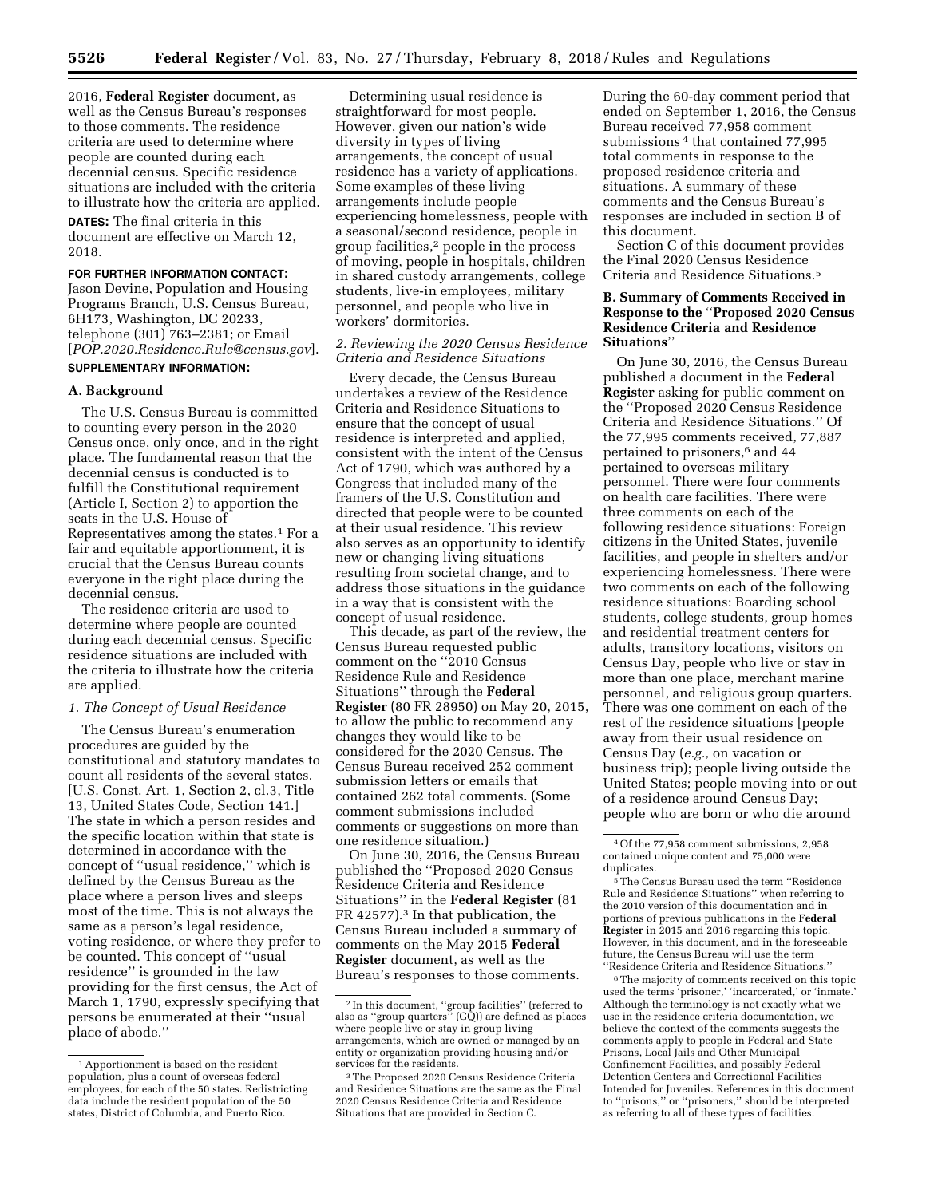2016, **Federal Register** document, as well as the Census Bureau's responses to those comments. The residence criteria are used to determine where people are counted during each decennial census. Specific residence situations are included with the criteria to illustrate how the criteria are applied.

**DATES:** The final criteria in this document are effective on March 12, 2018.

**FOR FURTHER INFORMATION CONTACT:** Jason Devine, Population and Housing Programs Branch, U.S. Census Bureau, 6H173, Washington, DC 20233, telephone (301) 763–2381; or Email [*POP.2020.Residence.Rule@census.gov*].

**SUPPLEMENTARY INFORMATION:**

## A. Background

The U.S. Census Bureau is committed to counting every person in the 2020 Census once, only once, and in the right place. The fundamental reason that the decennial census is conducted is to fulfill the Constitutional requirement (Article I, Section 2) to apportion the seats in the U.S. House of Representatives among the states.[1] For a fair and equitable apportionment, it is crucial that the Census Bureau counts everyone in the right place during the decennial census.

The residence criteria are used to determine where people are counted during each decennial census. Specific residence situations are included with the criteria to illustrate how the criteria are applied.

### *1. The Concept of Usual Residence*

The Census Bureau's enumeration procedures are guided by the constitutional and statutory mandates to count all residents of the several states. [U.S. Const. Art. 1, Section 2, cl.3, Title 13, United States Code, Section 141.] The state in which a person resides and the specific location within that state is determined in accordance with the concept of ''usual residence,'' which is defined by the Census Bureau as the place where a person lives and sleeps most of the time. This is not always the same as a person's legal residence, voting residence, or where they prefer to be counted. This concept of ''usual residence'' is grounded in the law providing for the first census, the Act of March 1, 1790, expressly specifying that persons be enumerated at their ''usual place of abode.''

Determining usual residence is straightforward for most people. However, given our nation's wide diversity in types of living arrangements, the concept of usual residence has a variety of applications. Some examples of these living arrangements include people experiencing homelessness, people with a seasonal/second residence, people in group facilities,[2] people in the process of moving, people in hospitals, children in shared custody arrangements, college students, live-in employees, military personnel, and people who live in workers' dormitories.

### *2. Reviewing the 2020 Census Residence Criteria and Residence Situations*

Every decade, the Census Bureau undertakes a review of the Residence Criteria and Residence Situations to ensure that the concept of usual residence is interpreted and applied, consistent with the intent of the Census Act of 1790, which was authored by a Congress that included many of the framers of the U.S. Constitution and directed that people were to be counted at their usual residence. This review also serves as an opportunity to identify new or changing living situations resulting from societal change, and to address those situations in the guidance in a way that is consistent with the concept of usual residence.

This decade, as part of the review, the Census Bureau requested public comment on the ''2010 Census Residence Rule and Residence Situations'' through the **Federal Register** (80 FR 28950) on May 20, 2015, to allow the public to recommend any changes they would like to be considered for the 2020 Census. The Census Bureau received 252 comment submission letters or emails that contained 262 total comments. (Some comment submissions included comments or suggestions on more than one residence situation.)

On June 30, 2016, the Census Bureau published the ''Proposed 2020 Census Residence Criteria and Residence Situations'' in the **Federal Register** (81 FR 42577).[3] In that publication, the Census Bureau included a summary of comments on the May 2015 **Federal Register** document, as well as the Bureau's responses to those comments. During the 60-day comment period that ended on September 1, 2016, the Census Bureau received 77,958 comment submissions[4] that contained 77,995 total comments in response to the proposed residence criteria and situations. A summary of these comments and the Census Bureau's responses are included in section B of this document.

Section C of this document provides the Final 2020 Census Residence Criteria and Residence Situations.[5]

## B. Summary of Comments Received in Response to the ''Proposed 2020 Census Residence Criteria and Residence Situations''

On June 30, 2016, the Census Bureau published a document in the **Federal Register** asking for public comment on the ''Proposed 2020 Census Residence Criteria and Residence Situations.'' Of the 77,995 comments received, 77,887 pertained to prisoners,[6] and 44 pertained to overseas military personnel. There were four comments on health care facilities. There were three comments on each of the following residence situations: Foreign citizens in the United States, juvenile facilities, and people in shelters and/or experiencing homelessness. There were two comments on each of the following residence situations: Boarding school students, college students, group homes and residential treatment centers for adults, transitory locations, visitors on Census Day, people who live or stay in more than one place, merchant marine personnel, and religious group quarters. There was one comment on each of the rest of the residence situations [people away from their usual residence on Census Day (*e.g.,* on vacation or business trip); people living outside the United States; people moving into or out of a residence around Census Day; people who are born or who die around

---

[1] Apportionment is based on the resident population, plus a count of overseas federal employees, for each of the 50 states. Redistricting data include the resident population of the 50 states, District of Columbia, and Puerto Rico.

[2] In this document, ''group facilities'' (referred to also as ''group quarters'' (GQ)) are defined as places where people live or stay in group living arrangements, which are owned or managed by an entity or organization providing housing and/or services for the residents.

[3] The Proposed 2020 Census Residence Criteria and Residence Situations are the same as the Final 2020 Census Residence Criteria and Residence Situations that are provided in Section C.

[4] Of the 77,958 comment submissions, 2,958 contained unique content and 75,000 were duplicates.

[5] The Census Bureau used the term ''Residence Rule and Residence Situations'' when referring to the 2010 version of this documentation and in portions of previous publications in the **Federal Register** in 2015 and 2016 regarding this topic. However, in this document, and in the foreseeable future, the Census Bureau will use the term ''Residence Criteria and Residence Situations.''

[6] The majority of comments received on this topic used the terms 'prisoner,' 'incarcerated,' or 'inmate.' Although the terminology is not exactly what we use in the residence criteria documentation, we believe the context of the comments suggests the comments apply to people in Federal and State Prisons, Local Jails and Other Municipal Confinement Facilities, and possibly Federal Detention Centers and Correctional Facilities Intended for Juveniles. References in this document to ''prisons,'' or ''prisoners,'' should be interpreted as referring to all of these types of facilities.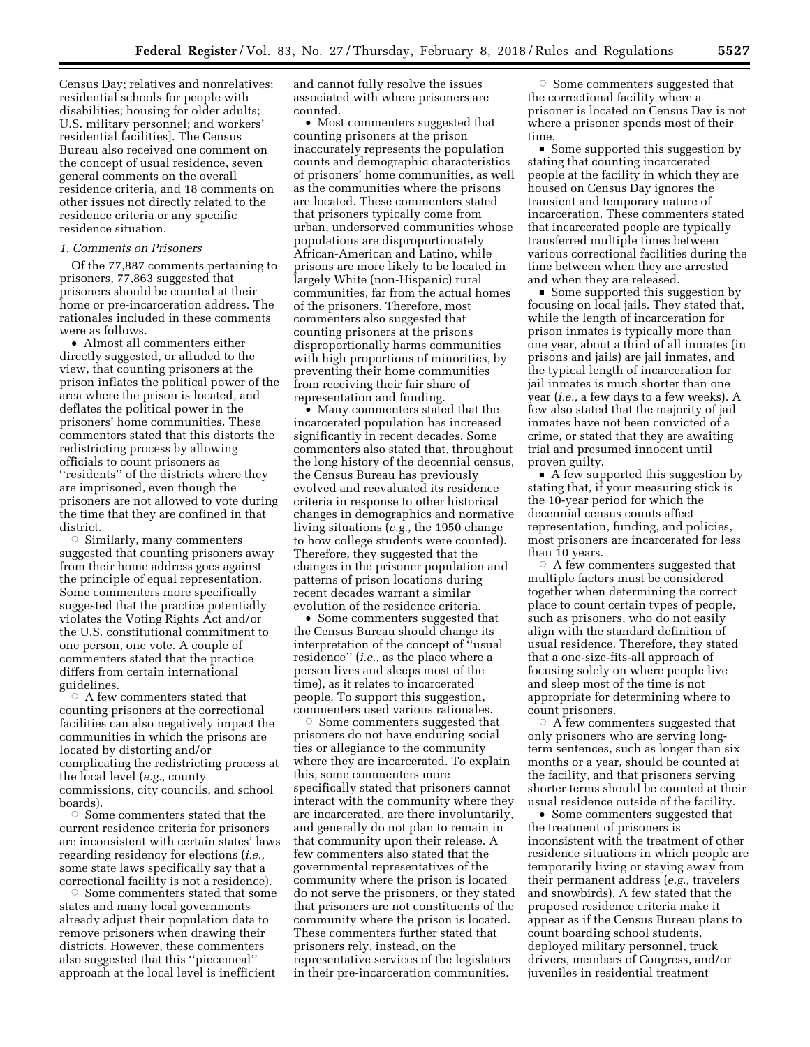Census Day; relatives and nonrelatives; residential schools for people with disabilities; housing for older adults; U.S. military personnel; and workers' residential facilities]. The Census Bureau also received one comment on the concept of usual residence, seven general comments on the overall residence criteria, and 18 comments on other issues not directly related to the residence criteria or any specific residence situation.

*1. Comments on Prisoners*

Of the 77,887 comments pertaining to prisoners, 77,863 suggested that prisoners should be counted at their home or pre-incarceration address. The rationales included in these comments were as follows.

- Almost all commenters either directly suggested, or alluded to the view, that counting prisoners at the prison inflates the political power of the area where the prison is located, and deflates the political power in the prisoners' home communities. These commenters stated that this distorts the redistricting process by allowing officials to count prisoners as ''residents'' of the districts where they are imprisoned, even though the prisoners are not allowed to vote during the time that they are confined in that district.
  - Similarly, many commenters suggested that counting prisoners away from their home address goes against the principle of equal representation. Some commenters more specifically suggested that the practice potentially violates the Voting Rights Act and/or the U.S. constitutional commitment to one person, one vote. A couple of commenters stated that the practice differs from certain international guidelines.
  - A few commenters stated that counting prisoners at the correctional facilities can also negatively impact the communities in which the prisons are located by distorting and/or complicating the redistricting process at the local level (*e.g.,* county commissions, city councils, and school boards).
  - Some commenters stated that the current residence criteria for prisoners are inconsistent with certain states' laws regarding residency for elections (*i.e.,* some state laws specifically say that a correctional facility is not a residence).
  - Some commenters stated that some states and many local governments already adjust their population data to remove prisoners when drawing their districts. However, these commenters also suggested that this ''piecemeal'' approach at the local level is inefficient and cannot fully resolve the issues associated with where prisoners are counted.
- Most commenters suggested that counting prisoners at the prison inaccurately represents the population counts and demographic characteristics of prisoners' home communities, as well as the communities where the prisons are located. These commenters stated that prisoners typically come from urban, underserved communities whose populations are disproportionately African-American and Latino, while prisons are more likely to be located in largely White (non-Hispanic) rural communities, far from the actual homes of the prisoners. Therefore, most commenters also suggested that counting prisoners at the prisons disproportionally harms communities with high proportions of minorities, by preventing their home communities from receiving their fair share of representation and funding.
- Many commenters stated that the incarcerated population has increased significantly in recent decades. Some commenters also stated that, throughout the long history of the decennial census, the Census Bureau has previously evolved and reevaluated its residence criteria in response to other historical changes in demographics and normative living situations (*e.g.,* the 1950 change to how college students were counted). Therefore, they suggested that the changes in the prisoner population and patterns of prison locations during recent decades warrant a similar evolution of the residence criteria.
- Some commenters suggested that the Census Bureau should change its interpretation of the concept of ''usual residence'' (*i.e.,* as the place where a person lives and sleeps most of the time), as it relates to incarcerated people. To support this suggestion, commenters used various rationales.
  - Some commenters suggested that prisoners do not have enduring social ties or allegiance to the community where they are incarcerated. To explain this, some commenters more specifically stated that prisoners cannot interact with the community where they are incarcerated, are there involuntarily, and generally do not plan to remain in that community upon their release. A few commenters also stated that the governmental representatives of the community where the prison is located do not serve the prisoners, or they stated that prisoners are not constituents of the community where the prison is located. These commenters further stated that prisoners rely, instead, on the representative services of the legislators in their pre-incarceration communities.
  - Some commenters suggested that the correctional facility where a prisoner is located on Census Day is not where a prisoner spends most of their time.
    - Some supported this suggestion by stating that counting incarcerated people at the facility in which they are housed on Census Day ignores the transient and temporary nature of incarceration. These commenters stated that incarcerated people are typically transferred multiple times between various correctional facilities during the time between when they are arrested and when they are released.
    - Some supported this suggestion by focusing on local jails. They stated that, while the length of incarceration for prison inmates is typically more than one year, about a third of all inmates (in prisons and jails) are jail inmates, and the typical length of incarceration for jail inmates is much shorter than one year (*i.e.,* a few days to a few weeks). A few also stated that the majority of jail inmates have not been convicted of a crime, or stated that they are awaiting trial and presumed innocent until proven guilty.
    - A few supported this suggestion by stating that, if your measuring stick is the 10-year period for which the decennial census counts affect representation, funding, and policies, most prisoners are incarcerated for less than 10 years.
  - A few commenters suggested that multiple factors must be considered together when determining the correct place to count certain types of people, such as prisoners, who do not easily align with the standard definition of usual residence. Therefore, they stated that a one-size-fits-all approach of focusing solely on where people live and sleep most of the time is not appropriate for determining where to count prisoners.
  - A few commenters suggested that only prisoners who are serving long-term sentences, such as longer than six months or a year, should be counted at the facility, and that prisoners serving shorter terms should be counted at their usual residence outside of the facility.
- Some commenters suggested that the treatment of prisoners is inconsistent with the treatment of other residence situations in which people are temporarily living or staying away from their permanent address (*e.g.,* travelers and snowbirds). A few stated that the proposed residence criteria make it appear as if the Census Bureau plans to count boarding school students, deployed military personnel, truck drivers, members of Congress, and/or juveniles in residential treatment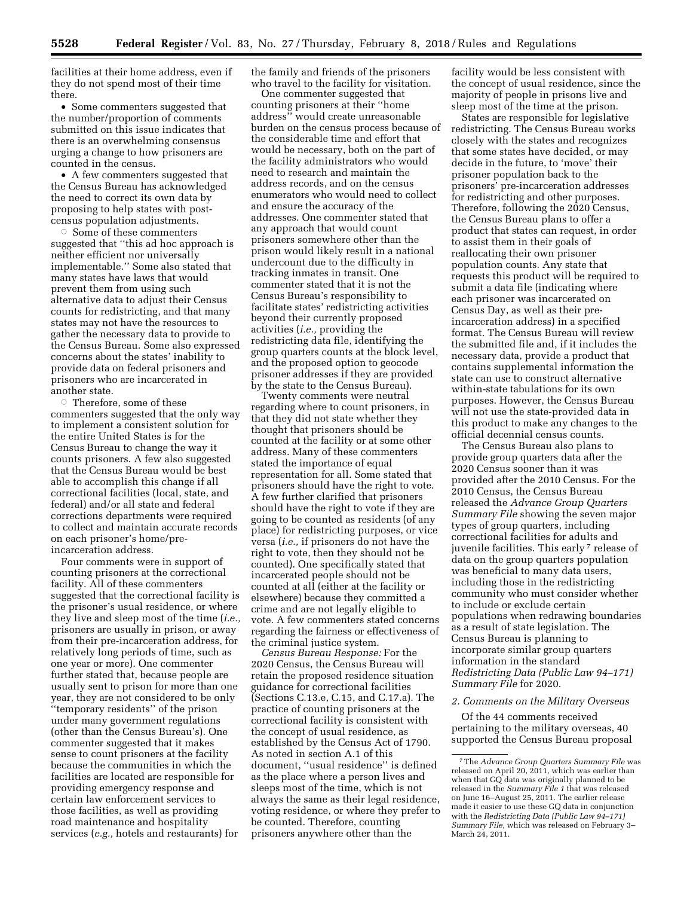facilities at their home address, even if they do not spend most of their time there.

- Some commenters suggested that the number/proportion of comments submitted on this issue indicates that there is an overwhelming consensus urging a change to how prisoners are counted in the census.
- A few commenters suggested that the Census Bureau has acknowledged the need to correct its own data by proposing to help states with post-census population adjustments.
  - Some of these commenters suggested that "this ad hoc approach is neither efficient nor universally implementable." Some also stated that many states have laws that would prevent them from using such alternative data to adjust their Census counts for redistricting, and that many states may not have the resources to gather the necessary data to provide to the Census Bureau. Some also expressed concerns about the states' inability to provide data on federal prisoners and prisoners who are incarcerated in another state.
  - Therefore, some of these commenters suggested that the only way to implement a consistent solution for the entire United States is for the Census Bureau to change the way it counts prisoners. A few also suggested that the Census Bureau would be best able to accomplish this change if all correctional facilities (local, state, and federal) and/or all state and federal corrections departments were required to collect and maintain accurate records on each prisoner's home/pre-incarceration address.

Four comments were in support of counting prisoners at the correctional facility. All of these commenters suggested that the correctional facility is the prisoner's usual residence, or where they live and sleep most of the time (*i.e.,* prisoners are usually in prison, or away from their pre-incarceration address, for relatively long periods of time, such as one year or more). One commenter further stated that, because people are usually sent to prison for more than one year, they are not considered to be only "temporary residents" of the prison under many government regulations (other than the Census Bureau's). One commenter suggested that it makes sense to count prisoners at the facility because the communities in which the facilities are located are responsible for providing emergency response and certain law enforcement services to those facilities, as well as providing road maintenance and hospitality services (*e.g.,* hotels and restaurants) for the family and friends of the prisoners who travel to the facility for visitation.

One commenter suggested that counting prisoners at their "home address" would create unreasonable burden on the census process because of the considerable time and effort that would be necessary, both on the part of the facility administrators who would need to research and maintain the address records, and on the census enumerators who would need to collect and ensure the accuracy of the addresses. One commenter stated that any approach that would count prisoners somewhere other than the prison would likely result in a national undercount due to the difficulty in tracking inmates in transit. One commenter stated that it is not the Census Bureau's responsibility to facilitate states' redistricting activities beyond their currently proposed activities (*i.e.,* providing the redistricting data file, identifying the group quarters counts at the block level, and the proposed option to geocode prisoner addresses if they are provided by the state to the Census Bureau).

Twenty comments were neutral regarding where to count prisoners, in that they did not state whether they thought that prisoners should be counted at the facility or at some other address. Many of these commenters stated the importance of equal representation for all. Some stated that prisoners should have the right to vote. A few further clarified that prisoners should have the right to vote if they are going to be counted as residents (of any place) for redistricting purposes, or vice versa (*i.e.,* if prisoners do not have the right to vote, then they should not be counted). One specifically stated that incarcerated people should not be counted at all (either at the facility or elsewhere) because they committed a crime and are not legally eligible to vote. A few commenters stated concerns regarding the fairness or effectiveness of the criminal justice system.

*Census Bureau Response:* For the 2020 Census, the Census Bureau will retain the proposed residence situation guidance for correctional facilities (Sections C.13.e, C.15, and C.17.a). The practice of counting prisoners at the correctional facility is consistent with the concept of usual residence, as established by the Census Act of 1790. As noted in section A.1 of this document, "usual residence" is defined as the place where a person lives and sleeps most of the time, which is not always the same as their legal residence, voting residence, or where they prefer to be counted. Therefore, counting prisoners anywhere other than the facility would be less consistent with the concept of usual residence, since the majority of people in prisons live and sleep most of the time at the prison.

States are responsible for legislative redistricting. The Census Bureau works closely with the states and recognizes that some states have decided, or may decide in the future, to 'move' their prisoner population back to the prisoners' pre-incarceration addresses for redistricting and other purposes. Therefore, following the 2020 Census, the Census Bureau plans to offer a product that states can request, in order to assist them in their goals of reallocating their own prisoner population counts. Any state that requests this product will be required to submit a data file (indicating where each prisoner was incarcerated on Census Day, as well as their pre-incarceration address) in a specified format. The Census Bureau will review the submitted file and, if it includes the necessary data, provide a product that contains supplemental information the state can use to construct alternative within-state tabulations for its own purposes. However, the Census Bureau will not use the state-provided data in this product to make any changes to the official decennial census counts.

The Census Bureau also plans to provide group quarters data after the 2020 Census sooner than it was provided after the 2010 Census. For the 2010 Census, the Census Bureau released the *Advance Group Quarters Summary File* showing the seven major types of group quarters, including correctional facilities for adults and juvenile facilities. This early[7] release of data on the group quarters population was beneficial to many data users, including those in the redistricting community who must consider whether to include or exclude certain populations when redrawing boundaries as a result of state legislation. The Census Bureau is planning to incorporate similar group quarters information in the standard *Redistricting Data (Public Law 94–171) Summary File* for 2020.

### *2. Comments on the Military Overseas*

Of the 44 comments received pertaining to the military overseas, 40 supported the Census Bureau proposal

---

[7] The *Advance Group Quarters Summary File* was released on April 20, 2011, which was earlier than when that GQ data was originally planned to be released in the *Summary File 1* that was released on June 16–August 25, 2011. The earlier release made it easier to use these GQ data in conjunction with the *Redistricting Data (Public Law 94–171) Summary File,* which was released on February 3–March 24, 2011.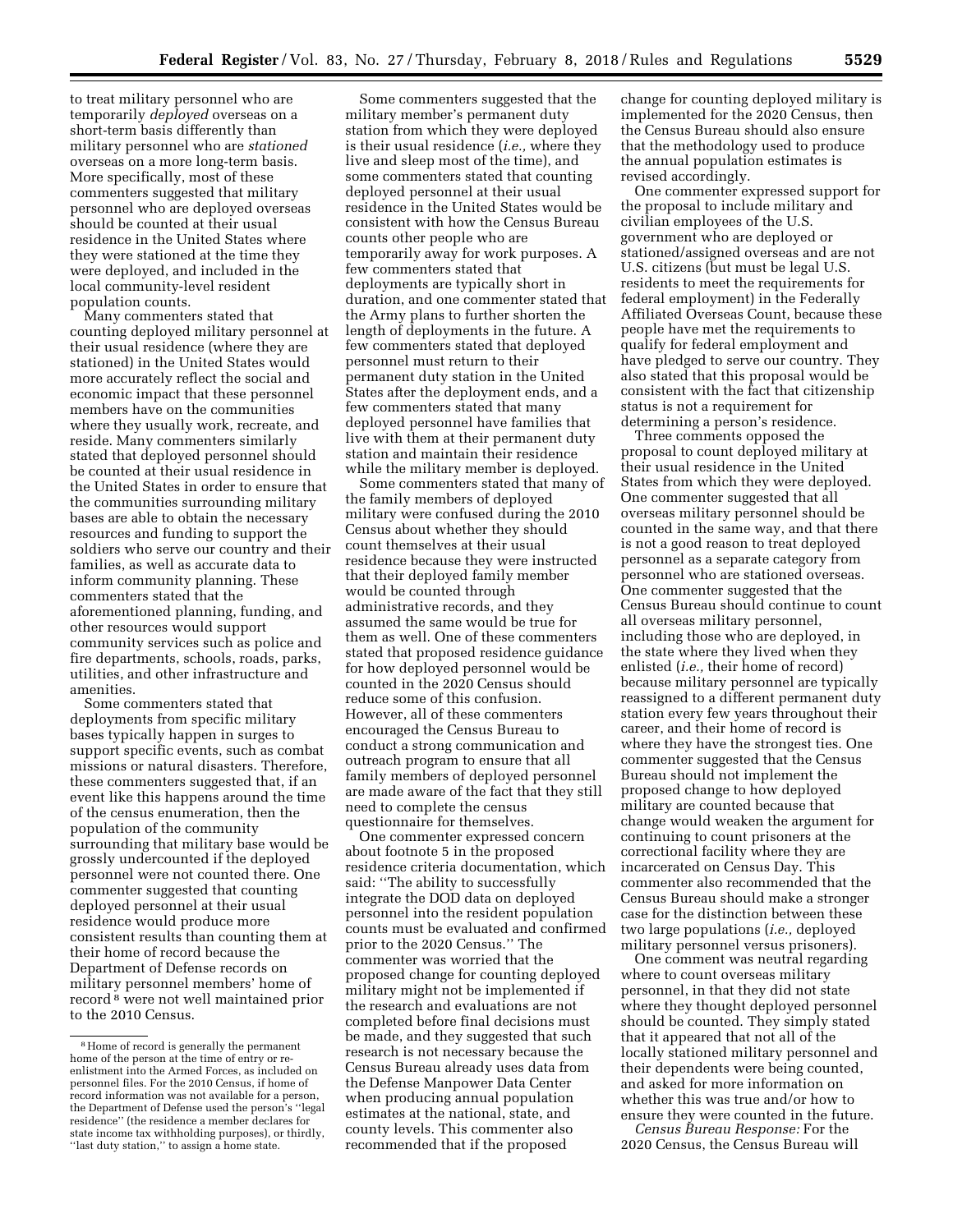to treat military personnel who are temporarily *deployed* overseas on a short-term basis differently than military personnel who are *stationed* overseas on a more long-term basis. More specifically, most of these commenters suggested that military personnel who are deployed overseas should be counted at their usual residence in the United States where they were stationed at the time they were deployed, and included in the local community-level resident population counts.

Many commenters stated that counting deployed military personnel at their usual residence (where they are stationed) in the United States would more accurately reflect the social and economic impact that these personnel members have on the communities where they usually work, recreate, and reside. Many commenters similarly stated that deployed personnel should be counted at their usual residence in the United States in order to ensure that the communities surrounding military bases are able to obtain the necessary resources and funding to support the soldiers who serve our country and their families, as well as accurate data to inform community planning. These commenters stated that the aforementioned planning, funding, and other resources would support community services such as police and fire departments, schools, roads, parks, utilities, and other infrastructure and amenities.

Some commenters stated that deployments from specific military bases typically happen in surges to support specific events, such as combat missions or natural disasters. Therefore, these commenters suggested that, if an event like this happens around the time of the census enumeration, then the population of the community surrounding that military base would be grossly undercounted if the deployed personnel were not counted there. One commenter suggested that counting deployed personnel at their usual residence would produce more consistent results than counting them at their home of record because the Department of Defense records on military personnel members' home of record[8] were not well maintained prior to the 2010 Census.

Some commenters suggested that the military member's permanent duty station from which they were deployed is their usual residence (*i.e.,* where they live and sleep most of the time), and some commenters stated that counting deployed personnel at their usual residence in the United States would be consistent with how the Census Bureau counts other people who are temporarily away for work purposes. A few commenters stated that deployments are typically short in duration, and one commenter stated that the Army plans to further shorten the length of deployments in the future. A few commenters stated that deployed personnel must return to their permanent duty station in the United States after the deployment ends, and a few commenters stated that many deployed personnel have families that live with them at their permanent duty station and maintain their residence while the military member is deployed.

Some commenters stated that many of the family members of deployed military were confused during the 2010 Census about whether they should count themselves at their usual residence because they were instructed that their deployed family member would be counted through administrative records, and they assumed the same would be true for them as well. One of these commenters stated that proposed residence guidance for how deployed personnel would be counted in the 2020 Census should reduce some of this confusion. However, all of these commenters encouraged the Census Bureau to conduct a strong communication and outreach program to ensure that all family members of deployed personnel are made aware of the fact that they still need to complete the census questionnaire for themselves.

One commenter expressed concern about footnote 5 in the proposed residence criteria documentation, which said: ''The ability to successfully integrate the DOD data on deployed personnel into the resident population counts must be evaluated and confirmed prior to the 2020 Census.'' The commenter was worried that the proposed change for counting deployed military might not be implemented if the research and evaluations are not completed before final decisions must be made, and they suggested that such research is not necessary because the Census Bureau already uses data from the Defense Manpower Data Center when producing annual population estimates at the national, state, and county levels. This commenter also recommended that if the proposed change for counting deployed military is implemented for the 2020 Census, then the Census Bureau should also ensure that the methodology used to produce the annual population estimates is revised accordingly.

One commenter expressed support for the proposal to include military and civilian employees of the U.S. government who are deployed or stationed/assigned overseas and are not U.S. citizens (but must be legal U.S. residents to meet the requirements for federal employment) in the Federally Affiliated Overseas Count, because these people have met the requirements to qualify for federal employment and have pledged to serve our country. They also stated that this proposal would be consistent with the fact that citizenship status is not a requirement for determining a person's residence.

Three comments opposed the proposal to count deployed military at their usual residence in the United States from which they were deployed. One commenter suggested that all overseas military personnel should be counted in the same way, and that there is not a good reason to treat deployed personnel as a separate category from personnel who are stationed overseas. One commenter suggested that the Census Bureau should continue to count all overseas military personnel, including those who are deployed, in the state where they lived when they enlisted (*i.e.,* their home of record) because military personnel are typically reassigned to a different permanent duty station every few years throughout their career, and their home of record is where they have the strongest ties. One commenter suggested that the Census Bureau should not implement the proposed change to how deployed military are counted because that change would weaken the argument for continuing to count prisoners at the correctional facility where they are incarcerated on Census Day. This commenter also recommended that the Census Bureau should make a stronger case for the distinction between these two large populations (*i.e.,* deployed military personnel versus prisoners).

One comment was neutral regarding where to count overseas military personnel, in that they did not state where they thought deployed personnel should be counted. They simply stated that it appeared that not all of the locally stationed military personnel and their dependents were being counted, and asked for more information on whether this was true and/or how to ensure they were counted in the future.

*Census Bureau Response:* For the 2020 Census, the Census Bureau will

---

[8] Home of record is generally the permanent home of the person at the time of entry or re-enlistment into the Armed Forces, as included on personnel files. For the 2010 Census, if home of record information was not available for a person, the Department of Defense used the person's ''legal residence'' (the residence a member declares for state income tax withholding purposes), or thirdly, ''last duty station,'' to assign a home state.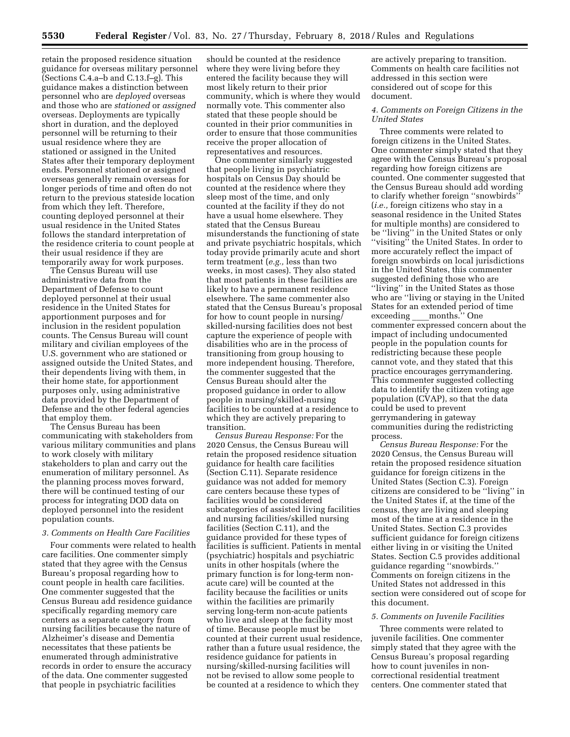retain the proposed residence situation guidance for overseas military personnel (Sections C.4.a–b and C.13.f–g). This guidance makes a distinction between personnel who are *deployed* overseas and those who are *stationed* or *assigned* overseas. Deployments are typically short in duration, and the deployed personnel will be returning to their usual residence where they are stationed or assigned in the United States after their temporary deployment ends. Personnel stationed or assigned overseas generally remain overseas for longer periods of time and often do not return to the previous stateside location from which they left. Therefore, counting deployed personnel at their usual residence in the United States follows the standard interpretation of the residence criteria to count people at their usual residence if they are temporarily away for work purposes.

The Census Bureau will use administrative data from the Department of Defense to count deployed personnel at their usual residence in the United States for apportionment purposes and for inclusion in the resident population counts. The Census Bureau will count military and civilian employees of the U.S. government who are stationed or assigned outside the United States, and their dependents living with them, in their home state, for apportionment purposes only, using administrative data provided by the Department of Defense and the other federal agencies that employ them.

The Census Bureau has been communicating with stakeholders from various military communities and plans to work closely with military stakeholders to plan and carry out the enumeration of military personnel. As the planning process moves forward, there will be continued testing of our process for integrating DOD data on deployed personnel into the resident population counts.

### *3. Comments on Health Care Facilities*

Four comments were related to health care facilities. One commenter simply stated that they agree with the Census Bureau's proposal regarding how to count people in health care facilities. One commenter suggested that the Census Bureau add residence guidance specifically regarding memory care centers as a separate category from nursing facilities because the nature of Alzheimer's disease and Dementia necessitates that these patients be enumerated through administrative records in order to ensure the accuracy of the data. One commenter suggested that people in psychiatric facilities should be counted at the residence where they were living before they entered the facility because they will most likely return to their prior community, which is where they would normally vote. This commenter also stated that these people should be counted in their prior communities in order to ensure that those communities receive the proper allocation of representatives and resources.

One commenter similarly suggested that people living in psychiatric hospitals on Census Day should be counted at the residence where they sleep most of the time, and only counted at the facility if they do not have a usual home elsewhere. They stated that the Census Bureau misunderstands the functioning of state and private psychiatric hospitals, which today provide primarily acute and short term treatment (*e.g.,* less than two weeks, in most cases). They also stated that most patients in these facilities are likely to have a permanent residence elsewhere. The same commenter also stated that the Census Bureau's proposal for how to count people in nursing/skilled-nursing facilities does not best capture the experience of people with disabilities who are in the process of transitioning from group housing to more independent housing. Therefore, the commenter suggested that the Census Bureau should alter the proposed guidance in order to allow people in nursing/skilled-nursing facilities to be counted at a residence to which they are actively preparing to transition.

*Census Bureau Response:* For the 2020 Census, the Census Bureau will retain the proposed residence situation guidance for health care facilities (Section C.11). Separate residence guidance was not added for memory care centers because these types of facilities would be considered subcategories of assisted living facilities and nursing facilities/skilled nursing facilities (Section C.11), and the guidance provided for these types of facilities is sufficient. Patients in mental (psychiatric) hospitals and psychiatric units in other hospitals (where the primary function is for long-term non-acute care) will be counted at the facility because the facilities or units within the facilities are primarily serving long-term non-acute patients who live and sleep at the facility most of time. Because people must be counted at their current usual residence, rather than a future usual residence, the residence guidance for patients in nursing/skilled-nursing facilities will not be revised to allow some people to be counted at a residence to which they are actively preparing to transition. Comments on health care facilities not addressed in this section were considered out of scope for this document.

### *4. Comments on Foreign Citizens in the United States*

Three comments were related to foreign citizens in the United States. One commenter simply stated that they agree with the Census Bureau's proposal regarding how foreign citizens are counted. One commenter suggested that the Census Bureau should add wording to clarify whether foreign ''snowbirds'' (*i.e.,* foreign citizens who stay in a seasonal residence in the United States for multiple months) are considered to be ''living'' in the United States or only ''visiting'' the United States. In order to more accurately reflect the impact of foreign snowbirds on local jurisdictions in the United States, this commenter suggested defining those who are ''living'' in the United States as those who are ''living or staying in the United States for an extended period of time exceeding \_\_\_\_months.'' One commenter expressed concern about the impact of including undocumented people in the population counts for redistricting because these people cannot vote, and they stated that this practice encourages gerrymandering. This commenter suggested collecting data to identify the citizen voting age population (CVAP), so that the data could be used to prevent gerrymandering in gateway communities during the redistricting process.

*Census Bureau Response:* For the 2020 Census, the Census Bureau will retain the proposed residence situation guidance for foreign citizens in the United States (Section C.3). Foreign citizens are considered to be ''living'' in the United States if, at the time of the census, they are living and sleeping most of the time at a residence in the United States. Section C.3 provides sufficient guidance for foreign citizens either living in or visiting the United States. Section C.5 provides additional guidance regarding ''snowbirds.'' Comments on foreign citizens in the United States not addressed in this section were considered out of scope for this document.

### *5. Comments on Juvenile Facilities*

Three comments were related to juvenile facilities. One commenter simply stated that they agree with the Census Bureau's proposal regarding how to count juveniles in non-correctional residential treatment centers. One commenter stated that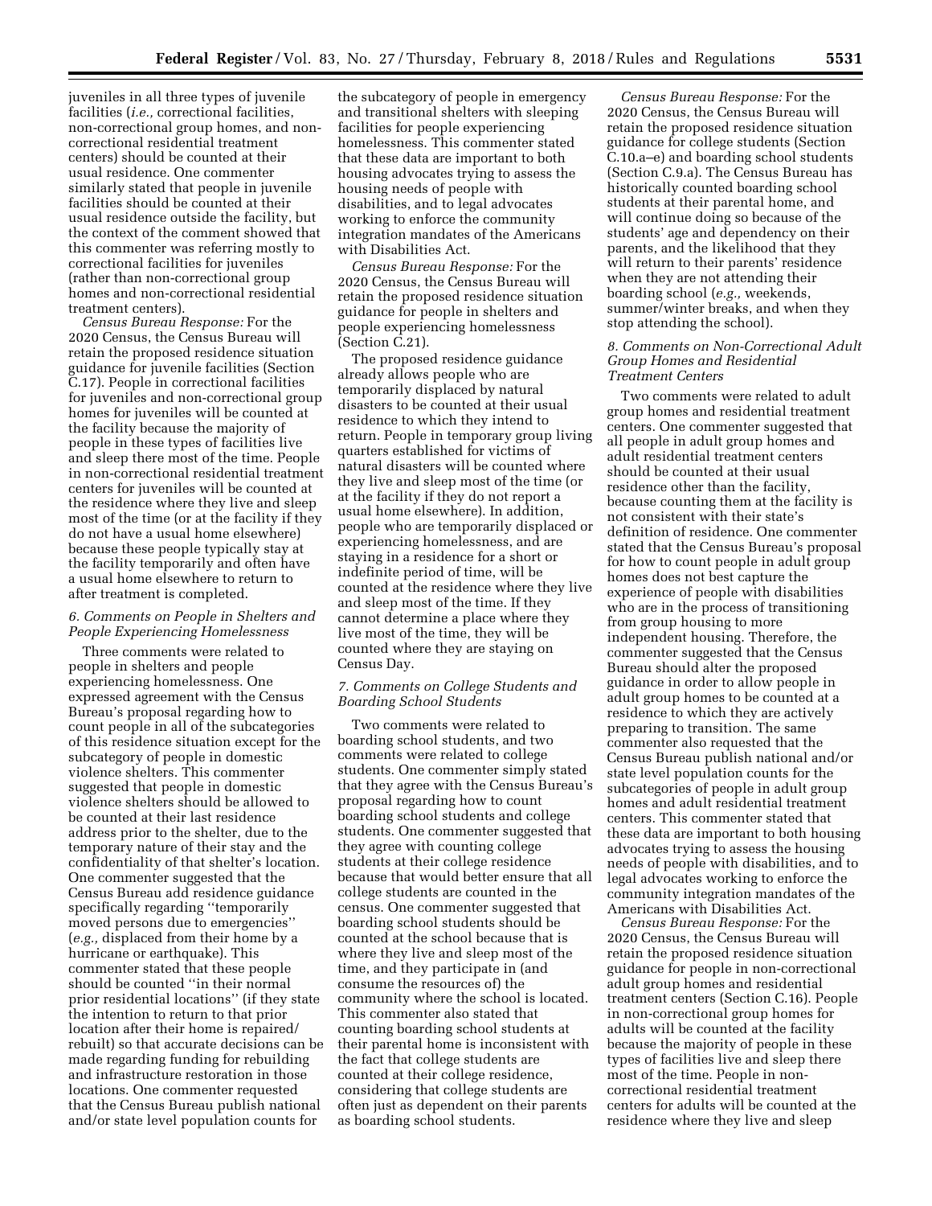juveniles in all three types of juvenile facilities (*i.e.,* correctional facilities, non-correctional group homes, and non-correctional residential treatment centers) should be counted at their usual residence. One commenter similarly stated that people in juvenile facilities should be counted at their usual residence outside the facility, but the context of the comment showed that this commenter was referring mostly to correctional facilities for juveniles (rather than non-correctional group homes and non-correctional residential treatment centers).

*Census Bureau Response:* For the 2020 Census, the Census Bureau will retain the proposed residence situation guidance for juvenile facilities (Section C.17). People in correctional facilities for juveniles and non-correctional group homes for juveniles will be counted at the facility because the majority of people in these types of facilities live and sleep there most of the time. People in non-correctional residential treatment centers for juveniles will be counted at the residence where they live and sleep most of the time (or at the facility if they do not have a usual home elsewhere) because these people typically stay at the facility temporarily and often have a usual home elsewhere to return to after treatment is completed.

### *6. Comments on People in Shelters and People Experiencing Homelessness*

Three comments were related to people in shelters and people experiencing homelessness. One expressed agreement with the Census Bureau's proposal regarding how to count people in all of the subcategories of this residence situation except for the subcategory of people in domestic violence shelters. This commenter suggested that people in domestic violence shelters should be allowed to be counted at their last residence address prior to the shelter, due to the temporary nature of their stay and the confidentiality of that shelter's location. One commenter suggested that the Census Bureau add residence guidance specifically regarding ''temporarily moved persons due to emergencies'' (*e.g.,* displaced from their home by a hurricane or earthquake). This commenter stated that these people should be counted ''in their normal prior residential locations'' (if they state the intention to return to that prior location after their home is repaired/rebuilt) so that accurate decisions can be made regarding funding for rebuilding and infrastructure restoration in those locations. One commenter requested that the Census Bureau publish national and/or state level population counts for the subcategory of people in emergency and transitional shelters with sleeping facilities for people experiencing homelessness. This commenter stated that these data are important to both housing advocates trying to assess the housing needs of people with disabilities, and to legal advocates working to enforce the community integration mandates of the Americans with Disabilities Act.

*Census Bureau Response:* For the 2020 Census, the Census Bureau will retain the proposed residence situation guidance for people in shelters and people experiencing homelessness (Section C.21).

The proposed residence guidance already allows people who are temporarily displaced by natural disasters to be counted at their usual residence to which they intend to return. People in temporary group living quarters established for victims of natural disasters will be counted where they live and sleep most of the time (or at the facility if they do not report a usual home elsewhere). In addition, people who are temporarily displaced or experiencing homelessness, and are staying in a residence for a short or indefinite period of time, will be counted at the residence where they live and sleep most of the time. If they cannot determine a place where they live most of the time, they will be counted where they are staying on Census Day.

### *7. Comments on College Students and Boarding School Students*

Two comments were related to boarding school students, and two comments were related to college students. One commenter simply stated that they agree with the Census Bureau's proposal regarding how to count boarding school students and college students. One commenter suggested that they agree with counting college students at their college residence because that would better ensure that all college students are counted in the census. One commenter suggested that boarding school students should be counted at the school because that is where they live and sleep most of the time, and they participate in (and consume the resources of) the community where the school is located. This commenter also stated that counting boarding school students at their parental home is inconsistent with the fact that college students are counted at their college residence, considering that college students are often just as dependent on their parents as boarding school students.

*Census Bureau Response:* For the 2020 Census, the Census Bureau will retain the proposed residence situation guidance for college students (Section C.10.a–e) and boarding school students (Section C.9.a). The Census Bureau has historically counted boarding school students at their parental home, and will continue doing so because of the students' age and dependency on their parents, and the likelihood that they will return to their parents' residence when they are not attending their boarding school (*e.g.,* weekends, summer/winter breaks, and when they stop attending the school).

### *8. Comments on Non-Correctional Adult Group Homes and Residential Treatment Centers*

Two comments were related to adult group homes and residential treatment centers. One commenter suggested that all people in adult group homes and adult residential treatment centers should be counted at their usual residence other than the facility, because counting them at the facility is not consistent with their state's definition of residence. One commenter stated that the Census Bureau's proposal for how to count people in adult group homes does not best capture the experience of people with disabilities who are in the process of transitioning from group housing to more independent housing. Therefore, the commenter suggested that the Census Bureau should alter the proposed guidance in order to allow people in adult group homes to be counted at a residence to which they are actively preparing to transition. The same commenter also requested that the Census Bureau publish national and/or state level population counts for the subcategories of people in adult group homes and adult residential treatment centers. This commenter stated that these data are important to both housing advocates trying to assess the housing needs of people with disabilities, and to legal advocates working to enforce the community integration mandates of the Americans with Disabilities Act.

*Census Bureau Response:* For the 2020 Census, the Census Bureau will retain the proposed residence situation guidance for people in non-correctional adult group homes and residential treatment centers (Section C.16). People in non-correctional group homes for adults will be counted at the facility because the majority of people in these types of facilities live and sleep there most of the time. People in non-correctional residential treatment centers for adults will be counted at the residence where they live and sleep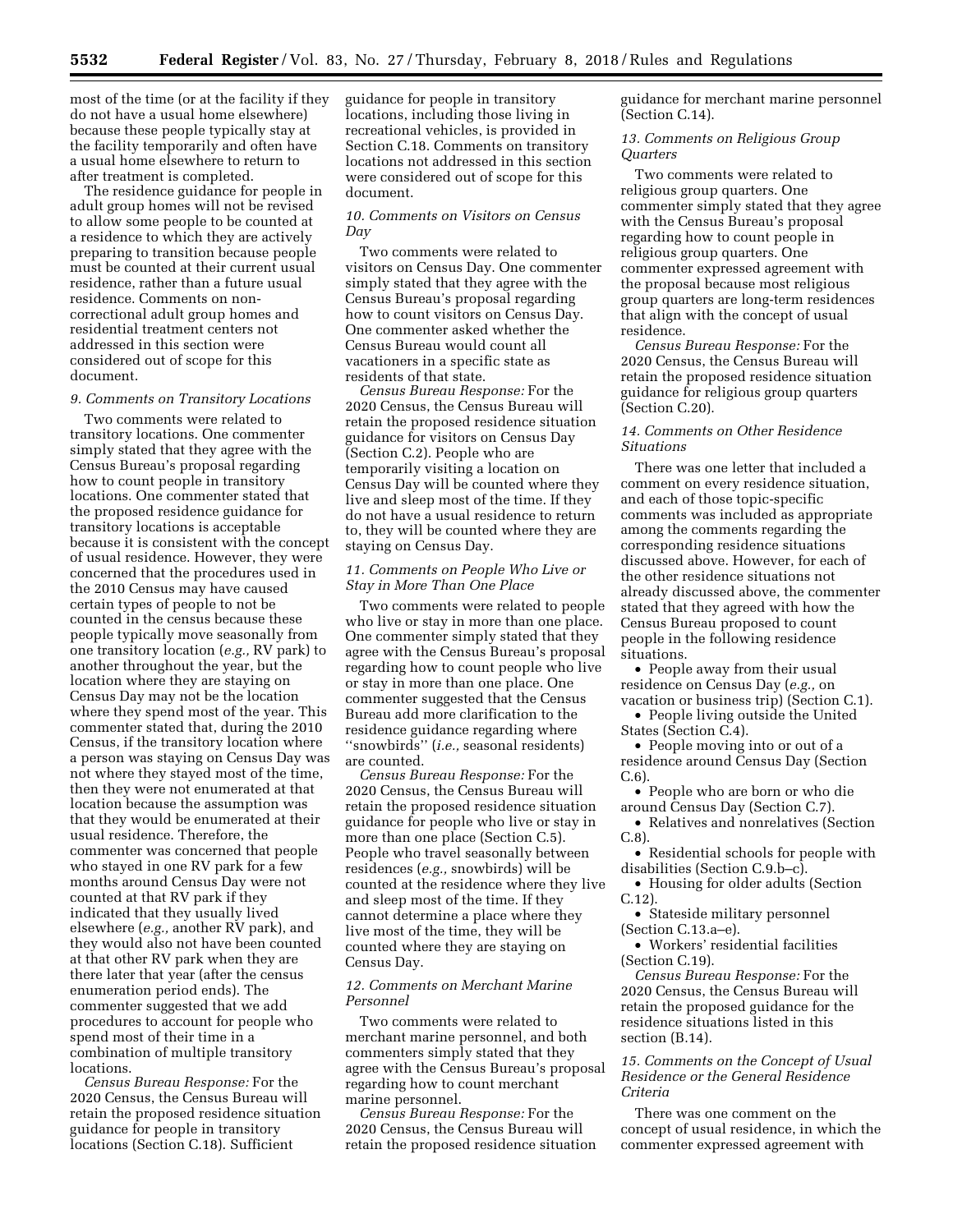most of the time (or at the facility if they do not have a usual home elsewhere) because these people typically stay at the facility temporarily and often have a usual home elsewhere to return to after treatment is completed.

The residence guidance for people in adult group homes will not be revised to allow some people to be counted at a residence to which they are actively preparing to transition because people must be counted at their current usual residence, rather than a future usual residence. Comments on non-correctional adult group homes and residential treatment centers not addressed in this section were considered out of scope for this document.

### 9. Comments on Transitory Locations

Two comments were related to transitory locations. One commenter simply stated that they agree with the Census Bureau's proposal regarding how to count people in transitory locations. One commenter stated that the proposed residence guidance for transitory locations is acceptable because it is consistent with the concept of usual residence. However, they were concerned that the procedures used in the 2010 Census may have caused certain types of people to not be counted in the census because these people typically move seasonally from one transitory location (*e.g.,* RV park) to another throughout the year, but the location where they are staying on Census Day may not be the location where they spend most of the year. This commenter stated that, during the 2010 Census, if the transitory location where a person was staying on Census Day was not where they stayed most of the time, then they were not enumerated at that location because the assumption was that they would be enumerated at their usual residence. Therefore, the commenter was concerned that people who stayed in one RV park for a few months around Census Day were not counted at that RV park if they indicated that they usually lived elsewhere (*e.g.,* another RV park), and they would also not have been counted at that other RV park when they are there later that year (after the census enumeration period ends). The commenter suggested that we add procedures to account for people who spend most of their time in a combination of multiple transitory locations.

*Census Bureau Response:* For the 2020 Census, the Census Bureau will retain the proposed residence situation guidance for people in transitory locations (Section C.18). Sufficient guidance for people in transitory locations, including those living in recreational vehicles, is provided in Section C.18. Comments on transitory locations not addressed in this section were considered out of scope for this document.

### 10. Comments on Visitors on Census Day

Two comments were related to visitors on Census Day. One commenter simply stated that they agree with the Census Bureau's proposal regarding how to count visitors on Census Day. One commenter asked whether the Census Bureau would count all vacationers in a specific state as residents of that state.

*Census Bureau Response:* For the 2020 Census, the Census Bureau will retain the proposed residence situation guidance for visitors on Census Day (Section C.2). People who are temporarily visiting a location on Census Day will be counted where they live and sleep most of the time. If they do not have a usual residence to return to, they will be counted where they are staying on Census Day.

### 11. Comments on People Who Live or Stay in More Than One Place

Two comments were related to people who live or stay in more than one place. One commenter simply stated that they agree with the Census Bureau's proposal regarding how to count people who live or stay in more than one place. One commenter suggested that the Census Bureau add more clarification to the residence guidance regarding where ''snowbirds'' (*i.e.,* seasonal residents) are counted.

*Census Bureau Response:* For the 2020 Census, the Census Bureau will retain the proposed residence situation guidance for people who live or stay in more than one place (Section C.5). People who travel seasonally between residences (*e.g.,* snowbirds) will be counted at the residence where they live and sleep most of the time. If they cannot determine a place where they live most of the time, they will be counted where they are staying on Census Day.

### 12. Comments on Merchant Marine Personnel

Two comments were related to merchant marine personnel, and both commenters simply stated that they agree with the Census Bureau's proposal regarding how to count merchant marine personnel.

*Census Bureau Response:* For the 2020 Census, the Census Bureau will retain the proposed residence situation guidance for merchant marine personnel (Section C.14).

### 13. Comments on Religious Group Quarters

Two comments were related to religious group quarters. One commenter simply stated that they agree with the Census Bureau's proposal regarding how to count people in religious group quarters. One commenter expressed agreement with the proposal because most religious group quarters are long-term residences that align with the concept of usual residence.

*Census Bureau Response:* For the 2020 Census, the Census Bureau will retain the proposed residence situation guidance for religious group quarters (Section C.20).

### 14. Comments on Other Residence Situations

There was one letter that included a comment on every residence situation, and each of those topic-specific comments was included as appropriate among the comments regarding the corresponding residence situations discussed above. However, for each of the other residence situations not already discussed above, the commenter stated that they agreed with how the Census Bureau proposed to count people in the following residence situations.

- People away from their usual residence on Census Day (*e.g.,* on vacation or business trip) (Section C.1).
- People living outside the United States (Section C.4).
- People moving into or out of a residence around Census Day (Section C.6).
- People who are born or who die around Census Day (Section C.7).
- Relatives and nonrelatives (Section C.8).
- Residential schools for people with disabilities (Section C.9.b–c).
- Housing for older adults (Section C.12).
- Stateside military personnel (Section C.13.a–e).
- Workers' residential facilities (Section C.19).

*Census Bureau Response:* For the 2020 Census, the Census Bureau will retain the proposed guidance for the residence situations listed in this section (B.14).

### 15. Comments on the Concept of Usual Residence or the General Residence Criteria

There was one comment on the concept of usual residence, in which the commenter expressed agreement with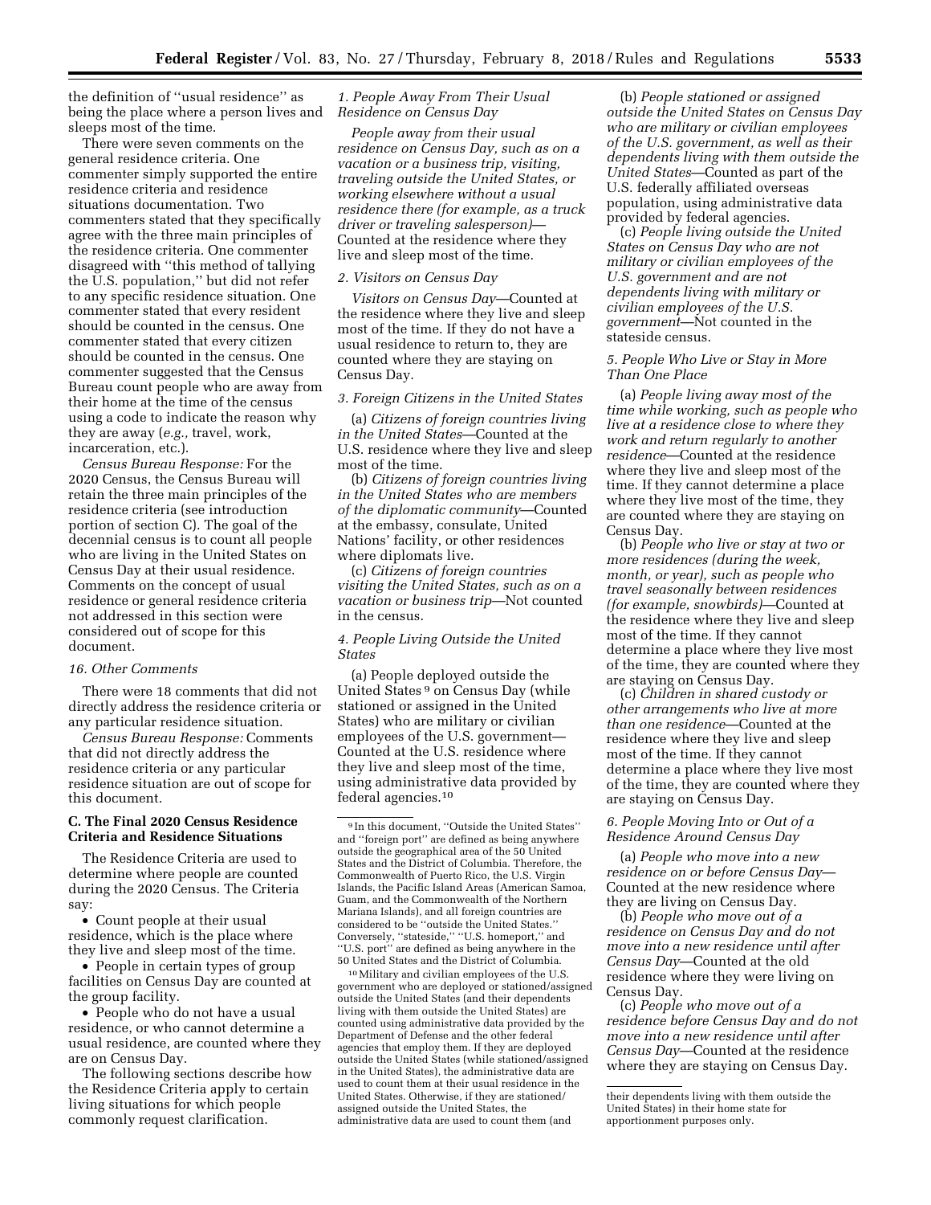the definition of "usual residence" as being the place where a person lives and sleeps most of the time.

There were seven comments on the general residence criteria. One commenter simply supported the entire residence criteria and residence situations documentation. Two commenters stated that they specifically agree with the three main principles of the residence criteria. One commenter disagreed with "this method of tallying the U.S. population," but did not refer to any specific residence situation. One commenter stated that every resident should be counted in the census. One commenter stated that every citizen should be counted in the census. One commenter suggested that the Census Bureau count people who are away from their home at the time of the census using a code to indicate the reason why they are away (*e.g.,* travel, work, incarceration, etc.).

*Census Bureau Response:* For the 2020 Census, the Census Bureau will retain the three main principles of the residence criteria (see introduction portion of section C). The goal of the decennial census is to count all people who are living in the United States on Census Day at their usual residence. Comments on the concept of usual residence or general residence criteria not addressed in this section were considered out of scope for this document.

*16. Other Comments*

There were 18 comments that did not directly address the residence criteria or any particular residence situation.

*Census Bureau Response:* Comments that did not directly address the residence criteria or any particular residence situation are out of scope for this document.

**C. The Final 2020 Census Residence Criteria and Residence Situations**

The Residence Criteria are used to determine where people are counted during the 2020 Census. The Criteria say:

- Count people at their usual residence, which is the place where they live and sleep most of the time.
- People in certain types of group facilities on Census Day are counted at the group facility.
- People who do not have a usual residence, or who cannot determine a usual residence, are counted where they are on Census Day.

The following sections describe how the Residence Criteria apply to certain living situations for which people commonly request clarification.

*1. People Away From Their Usual Residence on Census Day*

*People away from their usual residence on Census Day, such as on a vacation or a business trip, visiting, traveling outside the United States, or working elsewhere without a usual residence there (for example, as a truck driver or traveling salesperson)*—Counted at the residence where they live and sleep most of the time.

*2. Visitors on Census Day*

*Visitors on Census Day*—Counted at the residence where they live and sleep most of the time. If they do not have a usual residence to return to, they are counted where they are staying on Census Day.

*3. Foreign Citizens in the United States*

(a) *Citizens of foreign countries living in the United States*—Counted at the U.S. residence where they live and sleep most of the time.

(b) *Citizens of foreign countries living in the United States who are members of the diplomatic community*—Counted at the embassy, consulate, United Nations' facility, or other residences where diplomats live.

(c) *Citizens of foreign countries visiting the United States, such as on a vacation or business trip*—Not counted in the census.

*4. People Living Outside the United States*

(a) People deployed outside the United States[9] on Census Day (while stationed or assigned in the United States) who are military or civilian employees of the U.S. government—Counted at the U.S. residence where they live and sleep most of the time, using administrative data provided by federal agencies.[10]

(b) *People stationed or assigned outside the United States on Census Day who are military or civilian employees of the U.S. government, as well as their dependents living with them outside the United States*—Counted as part of the U.S. federally affiliated overseas population, using administrative data provided by federal agencies.

(c) *People living outside the United States on Census Day who are not military or civilian employees of the U.S. government and are not dependents living with military or civilian employees of the U.S. government*—Not counted in the stateside census.

*5. People Who Live or Stay in More Than One Place*

(a) *People living away most of the time while working, such as people who live at a residence close to where they work and return regularly to another residence*—Counted at the residence where they live and sleep most of the time. If they cannot determine a place where they live most of the time, they are counted where they are staying on Census Day.

(b) *People who live or stay at two or more residences (during the week, month, or year), such as people who travel seasonally between residences (for example, snowbirds)*—Counted at the residence where they live and sleep most of the time. If they cannot determine a place where they live most of the time, they are counted where they are staying on Census Day.

(c) *Children in shared custody or other arrangements who live at more than one residence*—Counted at the residence where they live and sleep most of the time. If they cannot determine a place where they live most of the time, they are counted where they are staying on Census Day.

*6. People Moving Into or Out of a Residence Around Census Day*

(a) *People who move into a new residence on or before Census Day*—Counted at the new residence where they are living on Census Day.

(b) *People who move out of a residence on Census Day and do not move into a new residence until after Census Day*—Counted at the old residence where they were living on Census Day.

(c) *People who move out of a residence before Census Day and do not move into a new residence until after Census Day*—Counted at the residence where they are staying on Census Day.

---

[9] In this document, "Outside the United States" and "foreign port" are defined as being anywhere outside the geographical area of the 50 United States and the District of Columbia. Therefore, the Commonwealth of Puerto Rico, the U.S. Virgin Islands, the Pacific Island Areas (American Samoa, Guam, and the Commonwealth of the Northern Mariana Islands), and all foreign countries are considered to be "outside the United States." Conversely, "stateside," "U.S. homeport," and "U.S. port" are defined as being anywhere in the 50 United States and the District of Columbia.

[10] Military and civilian employees of the U.S. government who are deployed or stationed/assigned outside the United States (and their dependents living with them outside the United States) are counted using administrative data provided by the Department of Defense and the other federal agencies that employ them. If they are deployed outside the United States (while stationed/assigned in the United States), the administrative data are used to count them at their usual residence in the United States. Otherwise, if they are stationed/assigned outside the United States, the administrative data are used to count them (and their dependents living with them outside the United States) in their home state for apportionment purposes only.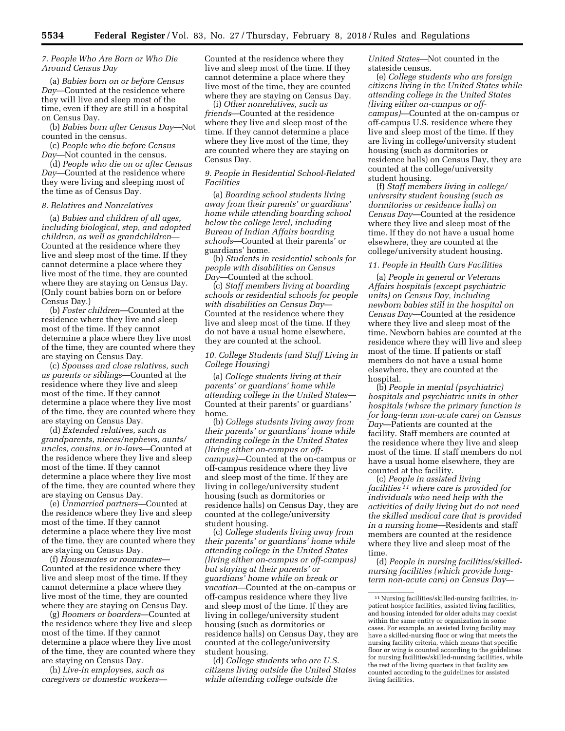*7. People Who Are Born or Who Die Around Census Day*

(a) *Babies born on or before Census Day*—Counted at the residence where they will live and sleep most of the time, even if they are still in a hospital on Census Day.

(b) *Babies born after Census Day*—Not counted in the census.

(c) *People who die before Census Day*—Not counted in the census.

(d) *People who die on or after Census Day*—Counted at the residence where they were living and sleeping most of the time as of Census Day.

*8. Relatives and Nonrelatives*

(a) *Babies and children of all ages, including biological, step, and adopted children, as well as grandchildren*—Counted at the residence where they live and sleep most of the time. If they cannot determine a place where they live most of the time, they are counted where they are staying on Census Day. (Only count babies born on or before Census Day.)

(b) *Foster children*—Counted at the residence where they live and sleep most of the time. If they cannot determine a place where they live most of the time, they are counted where they are staying on Census Day.

(c) *Spouses and close relatives, such as parents or siblings*—Counted at the residence where they live and sleep most of the time. If they cannot determine a place where they live most of the time, they are counted where they are staying on Census Day.

(d) *Extended relatives, such as grandparents, nieces/nephews, aunts/uncles, cousins, or in-laws*—Counted at the residence where they live and sleep most of the time. If they cannot determine a place where they live most of the time, they are counted where they are staying on Census Day.

(e) *Unmarried partners*—Counted at the residence where they live and sleep most of the time. If they cannot determine a place where they live most of the time, they are counted where they are staying on Census Day.

(f) *Housemates or roommates*—Counted at the residence where they live and sleep most of the time. If they cannot determine a place where they live most of the time, they are counted where they are staying on Census Day.

(g) *Roomers or boarders*—Counted at the residence where they live and sleep most of the time. If they cannot determine a place where they live most of the time, they are counted where they are staying on Census Day.

(h) *Live-in employees, such as caregivers or domestic workers*—Counted at the residence where they live and sleep most of the time. If they cannot determine a place where they live most of the time, they are counted where they are staying on Census Day.

(i) *Other nonrelatives, such as friends*—Counted at the residence where they live and sleep most of the time. If they cannot determine a place where they live most of the time, they are counted where they are staying on Census Day.

*9. People in Residential School-Related Facilities*

(a) *Boarding school students living away from their parents' or guardians' home while attending boarding school below the college level, including Bureau of Indian Affairs boarding schools*—Counted at their parents' or guardians' home.

(b) *Students in residential schools for people with disabilities on Census Day*—Counted at the school.

(c) *Staff members living at boarding schools or residential schools for people with disabilities on Census Day*—Counted at the residence where they live and sleep most of the time. If they do not have a usual home elsewhere, they are counted at the school.

*10. College Students (and Staff Living in College Housing)*

(a) *College students living at their parents' or guardians' home while attending college in the United States*—Counted at their parents' or guardians' home.

(b) *College students living away from their parents' or guardians' home while attending college in the United States (living either on-campus or off-campus)*—Counted at the on-campus or off-campus residence where they live and sleep most of the time. If they are living in college/university student housing (such as dormitories or residence halls) on Census Day, they are counted at the college/university student housing.

(c) *College students living away from their parents' or guardians' home while attending college in the United States (living either on-campus or off-campus) but staying at their parents' or guardians' home while on break or vacation*—Counted at the on-campus or off-campus residence where they live and sleep most of the time. If they are living in college/university student housing (such as dormitories or residence halls) on Census Day, they are counted at the college/university student housing.

(d) *College students who are U.S. citizens living outside the United States while attending college outside the United States*—Not counted in the stateside census.

(e) *College students who are foreign citizens living in the United States while attending college in the United States (living either on-campus or off-campus)*—Counted at the on-campus or off-campus U.S. residence where they live and sleep most of the time. If they are living in college/university student housing (such as dormitories or residence halls) on Census Day, they are counted at the college/university student housing.

(f) *Staff members living in college/university student housing (such as dormitories or residence halls) on Census Day*—Counted at the residence where they live and sleep most of the time. If they do not have a usual home elsewhere, they are counted at the college/university student housing.

*11. People in Health Care Facilities*

(a) *People in general or Veterans Affairs hospitals (except psychiatric units) on Census Day, including newborn babies still in the hospital on Census Day*—Counted at the residence where they live and sleep most of the time. Newborn babies are counted at the residence where they will live and sleep most of the time. If patients or staff members do not have a usual home elsewhere, they are counted at the hospital.

(b) *People in mental (psychiatric) hospitals and psychiatric units in other hospitals (where the primary function is for long-term non-acute care) on Census Day*—Patients are counted at the facility. Staff members are counted at the residence where they live and sleep most of the time. If staff members do not have a usual home elsewhere, they are counted at the facility.

(c) *People in assisted living facilities*[11] *where care is provided for individuals who need help with the activities of daily living but do not need the skilled medical care that is provided in a nursing home*—Residents and staff members are counted at the residence where they live and sleep most of the time.

(d) *People in nursing facilities/skilled-nursing facilities (which provide long-term non-acute care) on Census Day*—

[11] Nursing facilities/skilled-nursing facilities, in-patient hospice facilities, assisted living facilities, and housing intended for older adults may coexist within the same entity or organization in some cases. For example, an assisted living facility may have a skilled-nursing floor or wing that meets the nursing facility criteria, which means that specific floor or wing is counted according to the guidelines for nursing facilities/skilled-nursing facilities, while the rest of the living quarters in that facility are counted according to the guidelines for assisted living facilities.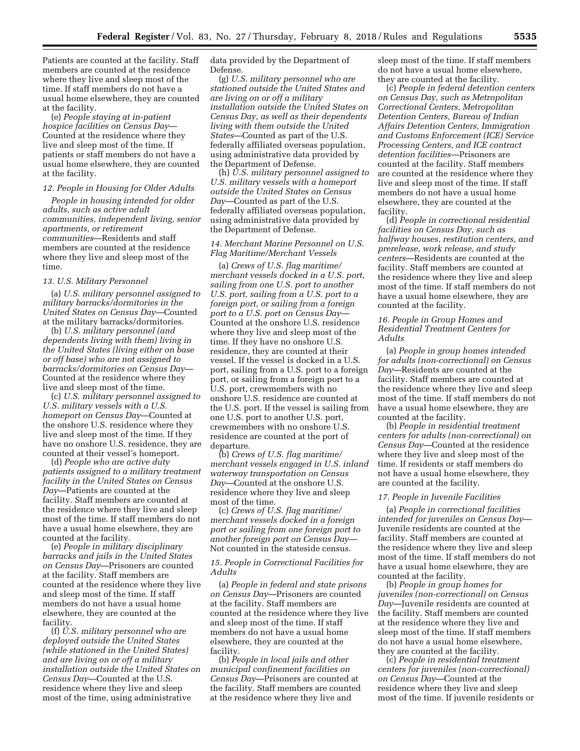Patients are counted at the facility. Staff members are counted at the residence where they live and sleep most of the time. If staff members do not have a usual home elsewhere, they are counted at the facility.

(e) *People staying at in-patient hospice facilities on Census Day*—Counted at the residence where they live and sleep most of the time. If patients or staff members do not have a usual home elsewhere, they are counted at the facility.

*12. People in Housing for Older Adults*

*People in housing intended for older adults, such as active adult communities, independent living, senior apartments, or retirement communities*—Residents and staff members are counted at the residence where they live and sleep most of the time.

*13. U.S. Military Personnel*

(a) *U.S. military personnel assigned to military barracks/dormitories in the United States on Census Day*—Counted at the military barracks/dormitories.

(b) *U.S. military personnel (and dependents living with them) living in the United States (living either on base or off base) who are not assigned to barracks/dormitories on Census Day*—Counted at the residence where they live and sleep most of the time.

(c) *U.S. military personnel assigned to U.S. military vessels with a U.S. homeport on Census Day*—Counted at the onshore U.S. residence where they live and sleep most of the time. If they have no onshore U.S. residence, they are counted at their vessel's homeport.

(d) *People who are active duty patients assigned to a military treatment facility in the United States on Census Day*—Patients are counted at the facility. Staff members are counted at the residence where they live and sleep most of the time. If staff members do not have a usual home elsewhere, they are counted at the facility.

(e) *People in military disciplinary barracks and jails in the United States on Census Day*—Prisoners are counted at the facility. Staff members are counted at the residence where they live and sleep most of the time. If staff members do not have a usual home elsewhere, they are counted at the facility.

(f) *U.S. military personnel who are deployed outside the United States (while stationed in the United States) and are living on or off a military installation outside the United States on Census Day*—Counted at the U.S. residence where they live and sleep most of the time, using administrative data provided by the Department of Defense.

(g) *U.S. military personnel who are stationed outside the United States and are living on or off a military installation outside the United States on Census Day, as well as their dependents living with them outside the United States*—Counted as part of the U.S. federally affiliated overseas population, using administrative data provided by the Department of Defense.

(h) *U.S. military personnel assigned to U.S. military vessels with a homeport outside the United States on Census Day*—Counted as part of the U.S. federally affiliated overseas population, using administrative data provided by the Department of Defense.

*14. Merchant Marine Personnel on U.S. Flag Maritime/Merchant Vessels*

(a) *Crews of U.S. flag maritime/merchant vessels docked in a U.S. port, sailing from one U.S. port to another U.S. port, sailing from a U.S. port to a foreign port, or sailing from a foreign port to a U.S. port on Census Day*—Counted at the onshore U.S. residence where they live and sleep most of the time. If they have no onshore U.S. residence, they are counted at their vessel. If the vessel is docked in a U.S. port, sailing from a U.S. port to a foreign port, or sailing from a foreign port to a U.S. port, crewmembers with no onshore U.S. residence are counted at the U.S. port. If the vessel is sailing from one U.S. port to another U.S. port, crewmembers with no onshore U.S. residence are counted at the port of departure.

(b) *Crews of U.S. flag maritime/merchant vessels engaged in U.S. inland waterway transportation on Census Day*—Counted at the onshore U.S. residence where they live and sleep most of the time.

(c) *Crews of U.S. flag maritime/merchant vessels docked in a foreign port or sailing from one foreign port to another foreign port on Census Day*—Not counted in the stateside census.

*15. People in Correctional Facilities for Adults*

(a) *People in federal and state prisons on Census Day*—Prisoners are counted at the facility. Staff members are counted at the residence where they live and sleep most of the time. If staff members do not have a usual home elsewhere, they are counted at the facility.

(b) *People in local jails and other municipal confinement facilities on Census Day*—Prisoners are counted at the facility. Staff members are counted at the residence where they live and sleep most of the time. If staff members do not have a usual home elsewhere, they are counted at the facility.

(c) *People in federal detention centers on Census Day, such as Metropolitan Correctional Centers, Metropolitan Detention Centers, Bureau of Indian Affairs Detention Centers, Immigration and Customs Enforcement (ICE) Service Processing Centers, and ICE contract detention facilities*—Prisoners are counted at the facility. Staff members are counted at the residence where they live and sleep most of the time. If staff members do not have a usual home elsewhere, they are counted at the facility.

(d) *People in correctional residential facilities on Census Day, such as halfway houses, restitution centers, and prerelease, work release, and study centers*—Residents are counted at the facility. Staff members are counted at the residence where they live and sleep most of the time. If staff members do not have a usual home elsewhere, they are counted at the facility.

*16. People in Group Homes and Residential Treatment Centers for Adults*

(a) *People in group homes intended for adults (non-correctional) on Census Day*—Residents are counted at the facility. Staff members are counted at the residence where they live and sleep most of the time. If staff members do not have a usual home elsewhere, they are counted at the facility.

(b) *People in residential treatment centers for adults (non-correctional) on Census Day*—Counted at the residence where they live and sleep most of the time. If residents or staff members do not have a usual home elsewhere, they are counted at the facility.

*17. People in Juvenile Facilities*

(a) *People in correctional facilities intended for juveniles on Census Day*—Juvenile residents are counted at the facility. Staff members are counted at the residence where they live and sleep most of the time. If staff members do not have a usual home elsewhere, they are counted at the facility.

(b) *People in group homes for juveniles (non-correctional) on Census Day*—Juvenile residents are counted at the facility. Staff members are counted at the residence where they live and sleep most of the time. If staff members do not have a usual home elsewhere, they are counted at the facility.

(c) *People in residential treatment centers for juveniles (non-correctional) on Census Day*—Counted at the residence where they live and sleep most of the time. If juvenile residents or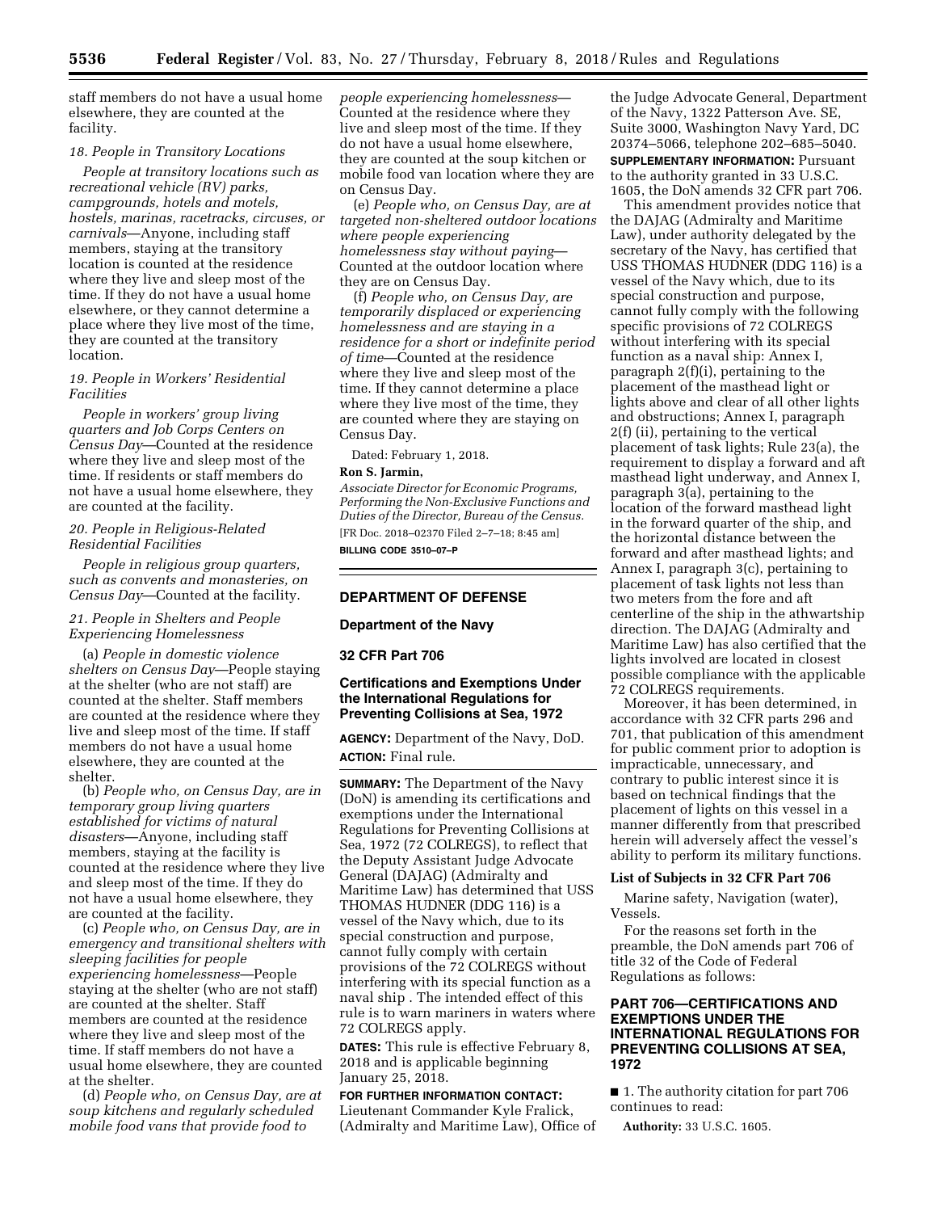staff members do not have a usual home elsewhere, they are counted at the facility.

*18. People in Transitory Locations*

*People at transitory locations such as recreational vehicle (RV) parks, campgrounds, hotels and motels, hostels, marinas, racetracks, circuses, or carnivals*—Anyone, including staff members, staying at the transitory location is counted at the residence where they live and sleep most of the time. If they do not have a usual home elsewhere, or they cannot determine a place where they live most of the time, they are counted at the transitory location.

*19. People in Workers' Residential Facilities*

*People in workers' group living quarters and Job Corps Centers on Census Day*—Counted at the residence where they live and sleep most of the time. If residents or staff members do not have a usual home elsewhere, they are counted at the facility.

*20. People in Religious-Related Residential Facilities*

*People in religious group quarters, such as convents and monasteries, on Census Day*—Counted at the facility.

*21. People in Shelters and People Experiencing Homelessness*

(a) *People in domestic violence shelters on Census Day*—People staying at the shelter (who are not staff) are counted at the shelter. Staff members are counted at the residence where they live and sleep most of the time. If staff members do not have a usual home elsewhere, they are counted at the shelter.

(b) *People who, on Census Day, are in temporary group living quarters established for victims of natural disasters*—Anyone, including staff members, staying at the facility is counted at the residence where they live and sleep most of the time. If they do not have a usual home elsewhere, they are counted at the facility.

(c) *People who, on Census Day, are in emergency and transitional shelters with sleeping facilities for people experiencing homelessness*—People staying at the shelter (who are not staff) are counted at the shelter. Staff members are counted at the residence where they live and sleep most of the time. If staff members do not have a usual home elsewhere, they are counted at the shelter.

(d) *People who, on Census Day, are at soup kitchens and regularly scheduled mobile food vans that provide food to people experiencing homelessness*—Counted at the residence where they live and sleep most of the time. If they do not have a usual home elsewhere, they are counted at the soup kitchen or mobile food van location where they are on Census Day.

(e) *People who, on Census Day, are at targeted non-sheltered outdoor locations where people experiencing homelessness stay without paying*—Counted at the outdoor location where they are on Census Day.

(f) *People who, on Census Day, are temporarily displaced or experiencing homelessness and are staying in a residence for a short or indefinite period of time*—Counted at the residence where they live and sleep most of the time. If they cannot determine a place where they live most of the time, they are counted where they are staying on Census Day.

Dated: February 1, 2018.

**Ron S. Jarmin,**

*Associate Director for Economic Programs, Performing the Non-Exclusive Functions and Duties of the Director, Bureau of the Census.*

[FR Doc. 2018–02370 Filed 2–7–18; 8:45 am]

**BILLING CODE 3510–07–P**

---

## DEPARTMENT OF DEFENSE

### Department of the Navy

### 32 CFR Part 706

### Certifications and Exemptions Under the International Regulations for Preventing Collisions at Sea, 1972

**AGENCY:** Department of the Navy, DoD.

**ACTION:** Final rule.

**SUMMARY:** The Department of the Navy (DoN) is amending its certifications and exemptions under the International Regulations for Preventing Collisions at Sea, 1972 (72 COLREGS), to reflect that the Deputy Assistant Judge Advocate General (DAJAG) (Admiralty and Maritime Law) has determined that USS THOMAS HUDNER (DDG 116) is a vessel of the Navy which, due to its special construction and purpose, cannot fully comply with certain provisions of the 72 COLREGS without interfering with its special function as a naval ship . The intended effect of this rule is to warn mariners in waters where 72 COLREGS apply.

**DATES:** This rule is effective February 8, 2018 and is applicable beginning January 25, 2018.

**FOR FURTHER INFORMATION CONTACT:** Lieutenant Commander Kyle Fralick, (Admiralty and Maritime Law), Office of the Judge Advocate General, Department of the Navy, 1322 Patterson Ave. SE, Suite 3000, Washington Navy Yard, DC 20374–5066, telephone 202–685–5040.

**SUPPLEMENTARY INFORMATION:** Pursuant to the authority granted in 33 U.S.C. 1605, the DoN amends 32 CFR part 706.

This amendment provides notice that the DAJAG (Admiralty and Maritime Law), under authority delegated by the secretary of the Navy, has certified that USS THOMAS HUDNER (DDG 116) is a vessel of the Navy which, due to its special construction and purpose, cannot fully comply with the following specific provisions of 72 COLREGS without interfering with its special function as a naval ship: Annex I, paragraph 2(f)(i), pertaining to the placement of the masthead light or lights above and clear of all other lights and obstructions; Annex I, paragraph 2(f) (ii), pertaining to the vertical placement of task lights; Rule 23(a), the requirement to display a forward and aft masthead light underway, and Annex I, paragraph 3(a), pertaining to the location of the forward masthead light in the forward quarter of the ship, and the horizontal distance between the forward and after masthead lights; and Annex I, paragraph 3(c), pertaining to placement of task lights not less than two meters from the fore and aft centerline of the ship in the athwartship direction. The DAJAG (Admiralty and Maritime Law) has also certified that the lights involved are located in closest possible compliance with the applicable 72 COLREGS requirements.

Moreover, it has been determined, in accordance with 32 CFR parts 296 and 701, that publication of this amendment for public comment prior to adoption is impracticable, unnecessary, and contrary to public interest since it is based on technical findings that the placement of lights on this vessel in a manner differently from that prescribed herein will adversely affect the vessel's ability to perform its military functions.

#### List of Subjects in 32 CFR Part 706

Marine safety, Navigation (water), Vessels.

For the reasons set forth in the preamble, the DoN amends part 706 of title 32 of the Code of Federal Regulations as follows:

### PART 706—CERTIFICATIONS AND EXEMPTIONS UNDER THE INTERNATIONAL REGULATIONS FOR PREVENTING COLLISIONS AT SEA, 1972

■ 1. The authority citation for part 706 continues to read:

**Authority:** 33 U.S.C. 1605.